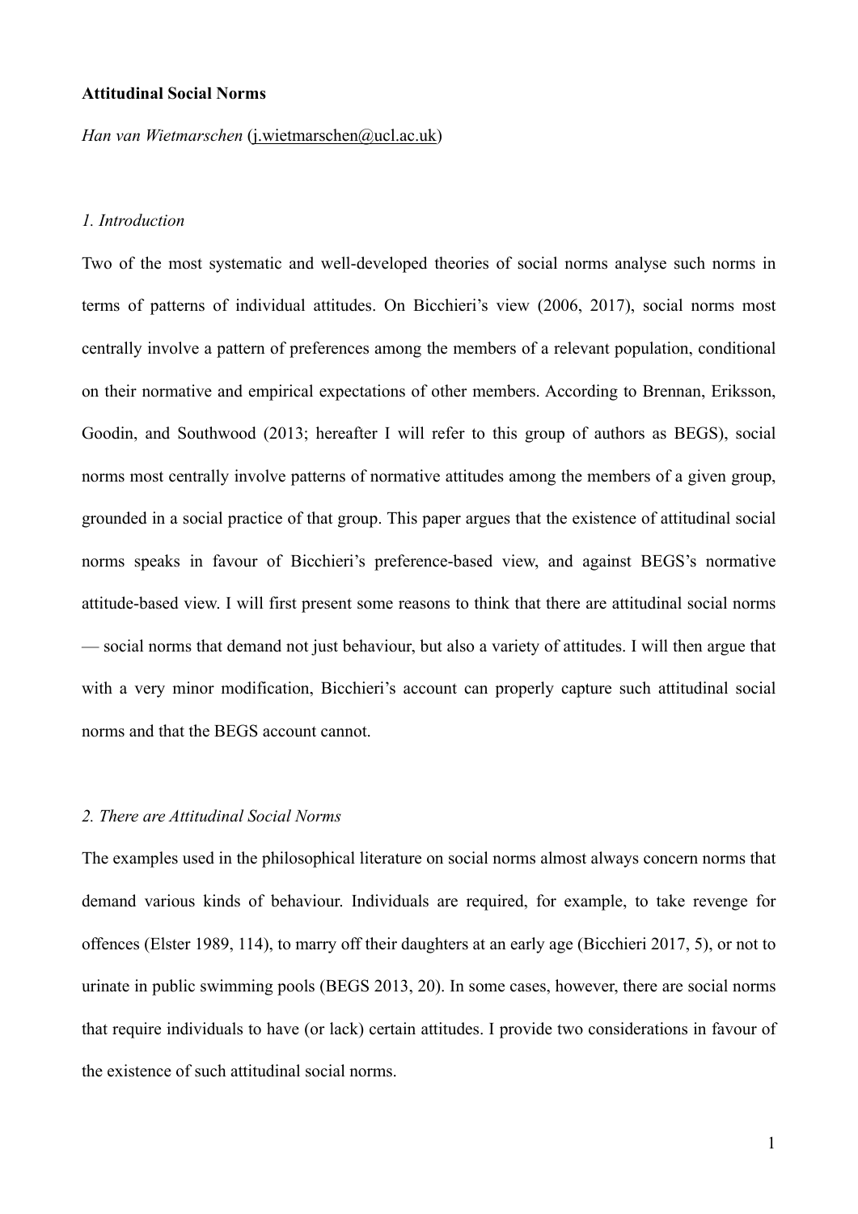**Attitudinal Social Norms**

*Han van Wietmarschen* (j.wietmarschen@ucl.ac.uk)

*1. Introduction*

Two of the most systematic and well-developed theories of social norms analyse such norms in terms of patterns of individual attitudes. On Bicchieri's view (2006, 2017), social norms most centrally involve a pattern of preferences among the members of a relevant population, conditional on their normative and empirical expectations of other members. According to Brennan, Eriksson, Goodin, and Southwood (2013; hereafter I will refer to this group of authors as BEGS), social norms most centrally involve patterns of normative attitudes among the members of a given group, grounded in a social practice of that group. This paper argues that the existence of attitudinal social norms speaks in favour of Bicchieri's preference-based view, and against BEGS's normative attitude-based view. I will first present some reasons to think that there are attitudinal social norms — social norms that demand not just behaviour, but also a variety of attitudes. I will then argue that with a very minor modification, Bicchieri's account can properly capture such attitudinal social norms and that the BEGS account cannot.

*2. There are Attitudinal Social Norms*

The examples used in the philosophical literature on social norms almost always concern norms that demand various kinds of behaviour. Individuals are required, for example, to take revenge for offences (Elster 1989, 114), to marry off their daughters at an early age (Bicchieri 2017, 5), or not to urinate in public swimming pools (BEGS 2013, 20). In some cases, however, there are social norms that require individuals to have (or lack) certain attitudes. I provide two considerations in favour of the existence of such attitudinal social norms.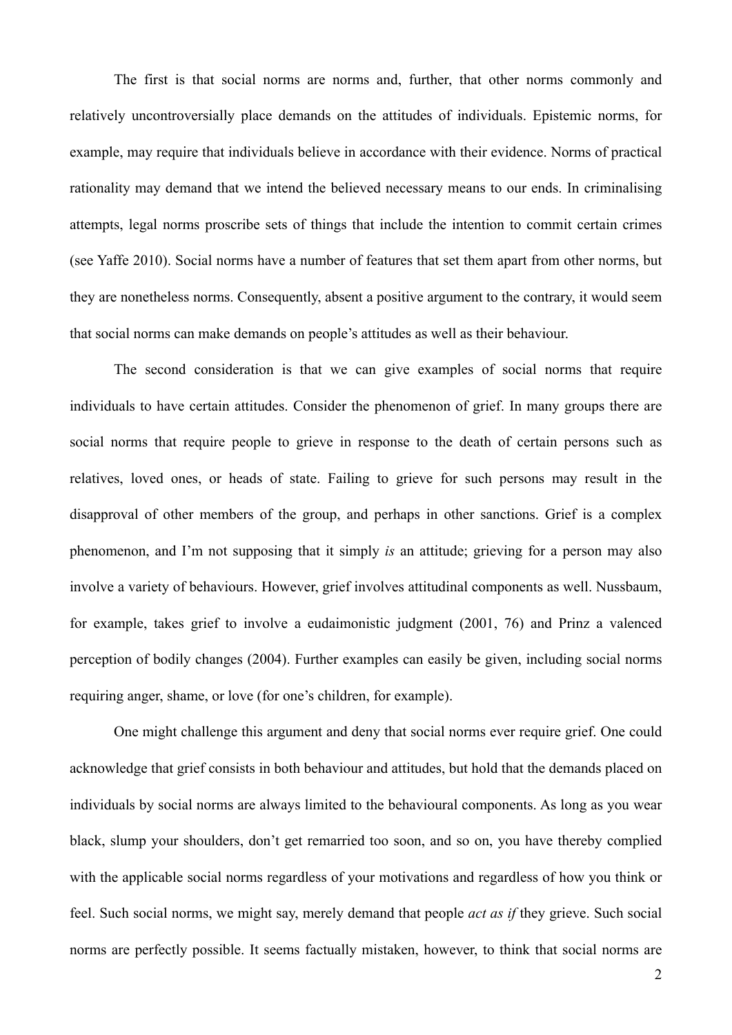The first is that social norms are norms and, further, that other norms commonly and relatively uncontroversially place demands on the attitudes of individuals. Epistemic norms, for example, may require that individuals believe in accordance with their evidence. Norms of practical rationality may demand that we intend the believed necessary means to our ends. In criminalising attempts, legal norms proscribe sets of things that include the intention to commit certain crimes (see Yaffe 2010). Social norms have a number of features that set them apart from other norms, but they are nonetheless norms. Consequently, absent a positive argument to the contrary, it would seem that social norms can make demands on people's attitudes as well as their behaviour.

The second consideration is that we can give examples of social norms that require individuals to have certain attitudes. Consider the phenomenon of grief. In many groups there are social norms that require people to grieve in response to the death of certain persons such as relatives, loved ones, or heads of state. Failing to grieve for such persons may result in the disapproval of other members of the group, and perhaps in other sanctions. Grief is a complex phenomenon, and I'm not supposing that it simply *is* an attitude; grieving for a person may also involve a variety of behaviours. However, grief involves attitudinal components as well. Nussbaum, for example, takes grief to involve a eudaimonistic judgment (2001, 76) and Prinz a valenced perception of bodily changes (2004). Further examples can easily be given, including social norms requiring anger, shame, or love (for one's children, for example).

One might challenge this argument and deny that social norms ever require grief. One could acknowledge that grief consists in both behaviour and attitudes, but hold that the demands placed on individuals by social norms are always limited to the behavioural components. As long as you wear black, slump your shoulders, don't get remarried too soon, and so on, you have thereby complied with the applicable social norms regardless of your motivations and regardless of how you think or feel. Such social norms, we might say, merely demand that people *act as if* they grieve. Such social norms are perfectly possible. It seems factually mistaken, however, to think that social norms are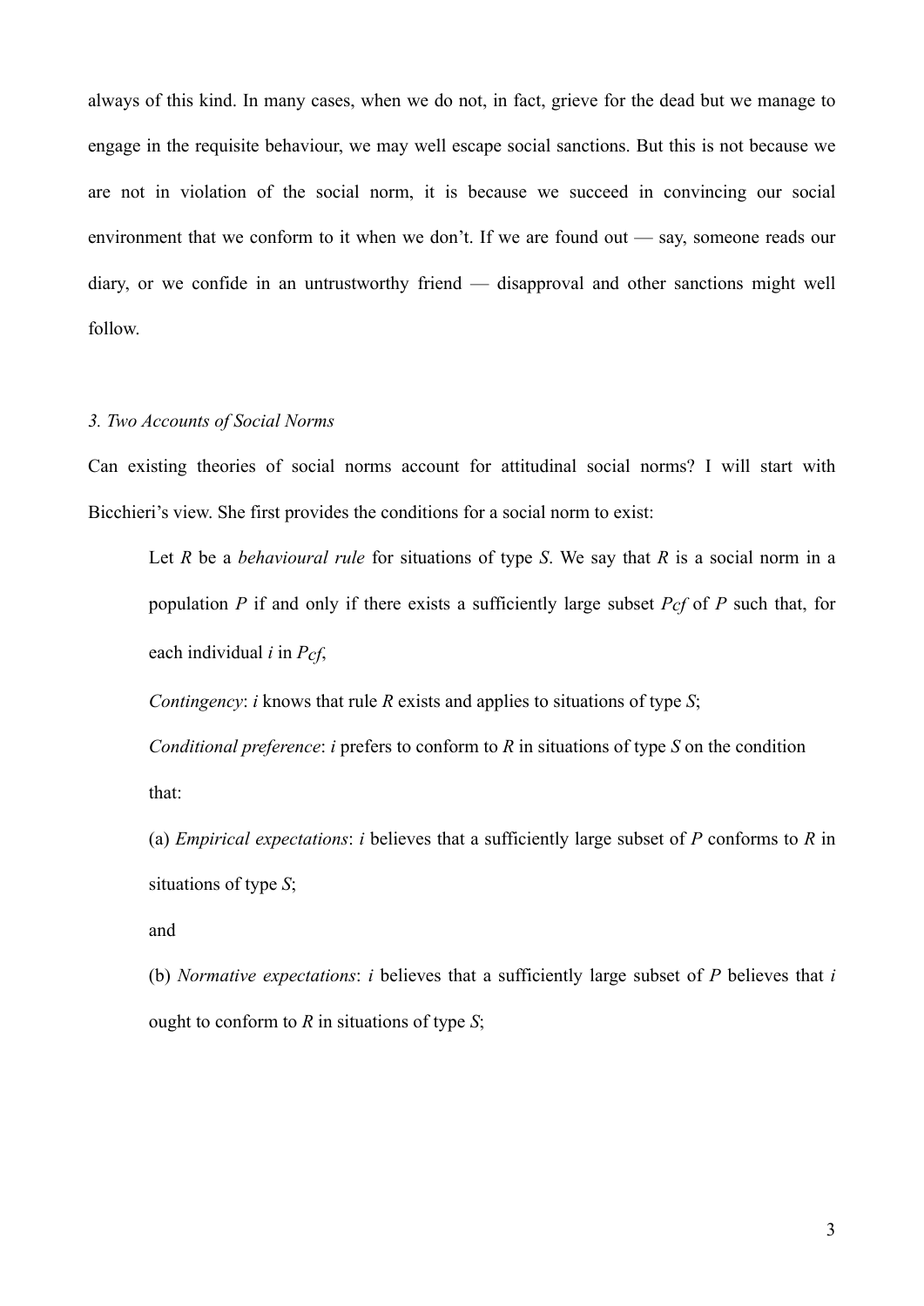always of this kind. In many cases, when we do not, in fact, grieve for the dead but we manage to engage in the requisite behaviour, we may well escape social sanctions. But this is not because we are not in violation of the social norm, it is because we succeed in convincing our social environment that we conform to it when we don't. If we are found out — say, someone reads our diary, or we confide in an untrustworthy friend — disapproval and other sanctions might well follow.

### *3. Two Accounts of Social Norms*

Can existing theories of social norms account for attitudinal social norms? I will start with Bicchieri's view. She first provides the conditions for a social norm to exist:

> Let *R* be a *behavioural rule* for situations of type *S*. We say that *R* is a social norm in a population *P* if and only if there exists a sufficiently large subset *Pcf* of *P* such that, for each individual *i* in $P_{cf}$,
>
> *Contingency*: *i* knows that rule *R* exists and applies to situations of type *S*;
>
> *Conditional preference*: *i* prefers to conform to *R* in situations of type *S* on the condition that:
>
> (a) *Empirical expectations*: *i* believes that a sufficiently large subset of *P* conforms to *R* in situations of type *S*;
>
> and
>
> (b) *Normative expectations*: *i* believes that a sufficiently large subset of *P* believes that *i* ought to conform to *R* in situations of type *S*;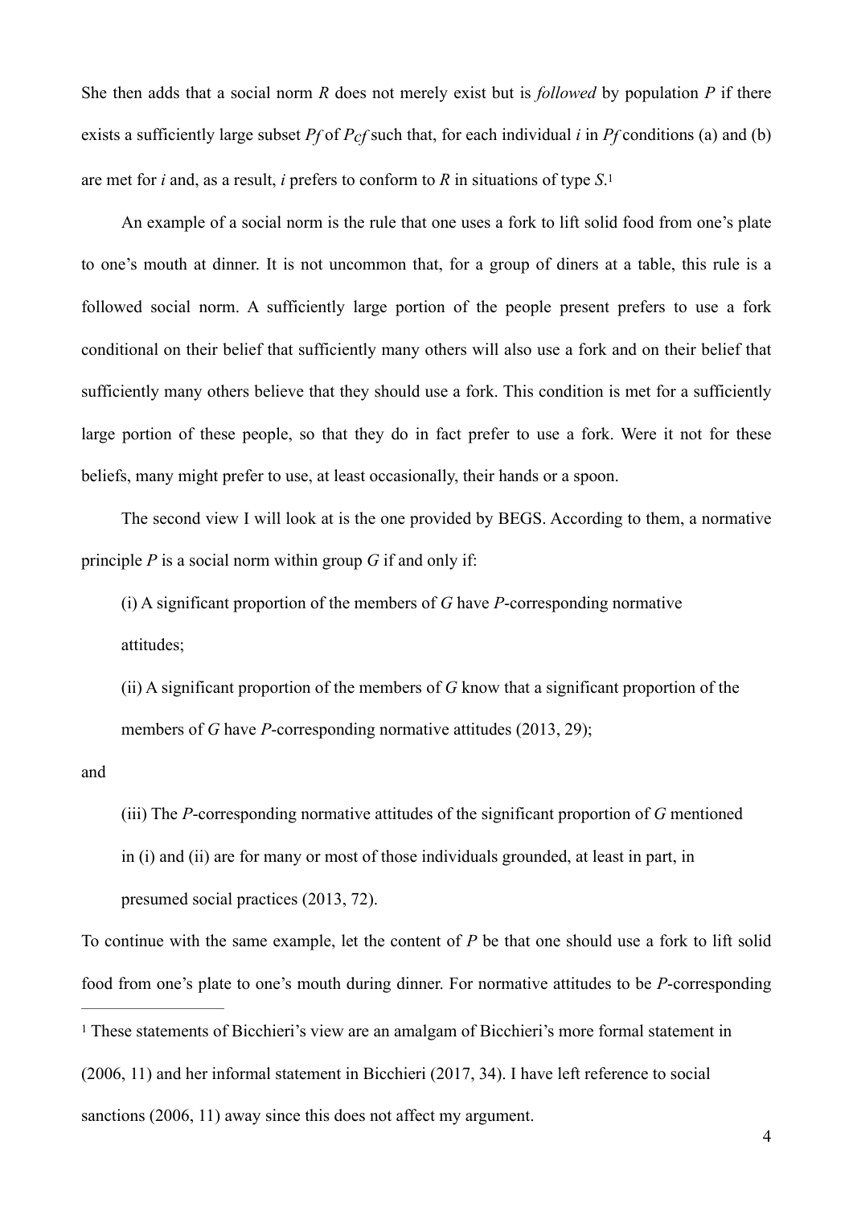She then adds that a social norm *R* does not merely exist but is *followed* by population *P* if there exists a sufficiently large subset $P_f$ of $P_{cf}$ such that, for each individual *i* in $P_f$ conditions (a) and (b) are met for *i* and, as a result, *i* prefers to conform to *R* in situations of type *S*.[1]

An example of a social norm is the rule that one uses a fork to lift solid food from one's plate to one's mouth at dinner. It is not uncommon that, for a group of diners at a table, this rule is a followed social norm. A sufficiently large portion of the people present prefers to use a fork conditional on their belief that sufficiently many others will also use a fork and on their belief that sufficiently many others believe that they should use a fork. This condition is met for a sufficiently large portion of these people, so that they do in fact prefer to use a fork. Were it not for these beliefs, many might prefer to use, at least occasionally, their hands or a spoon.

The second view I will look at is the one provided by BEGS. According to them, a normative principle *P* is a social norm within group *G* if and only if:

(i) A significant proportion of the members of *G* have *P*-corresponding normative attitudes;

(ii) A significant proportion of the members of *G* know that a significant proportion of the members of *G* have *P*-corresponding normative attitudes (2013, 29);

and

(iii) The *P*-corresponding normative attitudes of the significant proportion of *G* mentioned in (i) and (ii) are for many or most of those individuals grounded, at least in part, in presumed social practices (2013, 72).

To continue with the same example, let the content of *P* be that one should use a fork to lift solid food from one's plate to one's mouth during dinner. For normative attitudes to be *P*-corresponding

---

[1] These statements of Bicchieri's view are an amalgam of Bicchieri's more formal statement in (2006, 11) and her informal statement in Bicchieri (2017, 34). I have left reference to social sanctions (2006, 11) away since this does not affect my argument.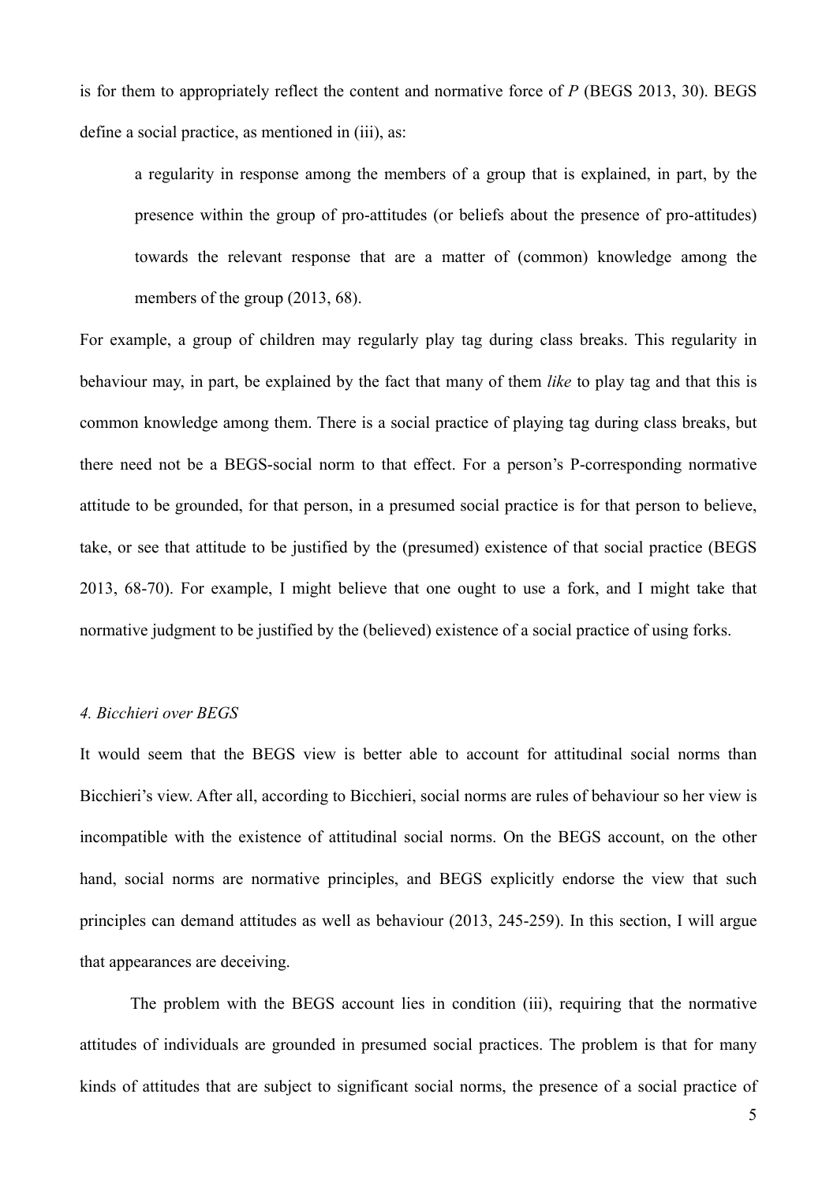is for them to appropriately reflect the content and normative force of *P* (BEGS 2013, 30). BEGS define a social practice, as mentioned in (iii), as:

> a regularity in response among the members of a group that is explained, in part, by the presence within the group of pro-attitudes (or beliefs about the presence of pro-attitudes) towards the relevant response that are a matter of (common) knowledge among the members of the group (2013, 68).

For example, a group of children may regularly play tag during class breaks. This regularity in behaviour may, in part, be explained by the fact that many of them *like* to play tag and that this is common knowledge among them. There is a social practice of playing tag during class breaks, but there need not be a BEGS-social norm to that effect. For a person's P-corresponding normative attitude to be grounded, for that person, in a presumed social practice is for that person to believe, take, or see that attitude to be justified by the (presumed) existence of that social practice (BEGS 2013, 68-70). For example, I might believe that one ought to use a fork, and I might take that normative judgment to be justified by the (believed) existence of a social practice of using forks.

### *4. Bicchieri over BEGS*

It would seem that the BEGS view is better able to account for attitudinal social norms than Bicchieri's view. After all, according to Bicchieri, social norms are rules of behaviour so her view is incompatible with the existence of attitudinal social norms. On the BEGS account, on the other hand, social norms are normative principles, and BEGS explicitly endorse the view that such principles can demand attitudes as well as behaviour (2013, 245-259). In this section, I will argue that appearances are deceiving.

The problem with the BEGS account lies in condition (iii), requiring that the normative attitudes of individuals are grounded in presumed social practices. The problem is that for many kinds of attitudes that are subject to significant social norms, the presence of a social practice of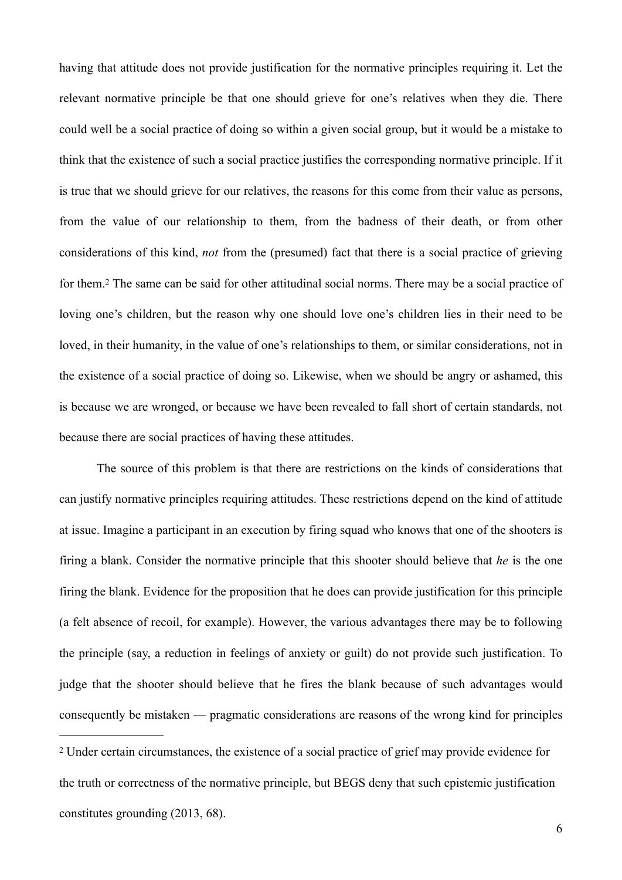having that attitude does not provide justification for the normative principles requiring it. Let the relevant normative principle be that one should grieve for one's relatives when they die. There could well be a social practice of doing so within a given social group, but it would be a mistake to think that the existence of such a social practice justifies the corresponding normative principle. If it is true that we should grieve for our relatives, the reasons for this come from their value as persons, from the value of our relationship to them, from the badness of their death, or from other considerations of this kind, *not* from the (presumed) fact that there is a social practice of grieving for them.[2] The same can be said for other attitudinal social norms. There may be a social practice of loving one's children, but the reason why one should love one's children lies in their need to be loved, in their humanity, in the value of one's relationships to them, or similar considerations, not in the existence of a social practice of doing so. Likewise, when we should be angry or ashamed, this is because we are wronged, or because we have been revealed to fall short of certain standards, not because there are social practices of having these attitudes.

The source of this problem is that there are restrictions on the kinds of considerations that can justify normative principles requiring attitudes. These restrictions depend on the kind of attitude at issue. Imagine a participant in an execution by firing squad who knows that one of the shooters is firing a blank. Consider the normative principle that this shooter should believe that *he* is the one firing the blank. Evidence for the proposition that he does can provide justification for this principle (a felt absence of recoil, for example). However, the various advantages there may be to following the principle (say, a reduction in feelings of anxiety or guilt) do not provide such justification. To judge that the shooter should believe that he fires the blank because of such advantages would consequently be mistaken — pragmatic considerations are reasons of the wrong kind for principles

---

[2] Under certain circumstances, the existence of a social practice of grief may provide evidence for the truth or correctness of the normative principle, but BEGS deny that such epistemic justification constitutes grounding (2013, 68).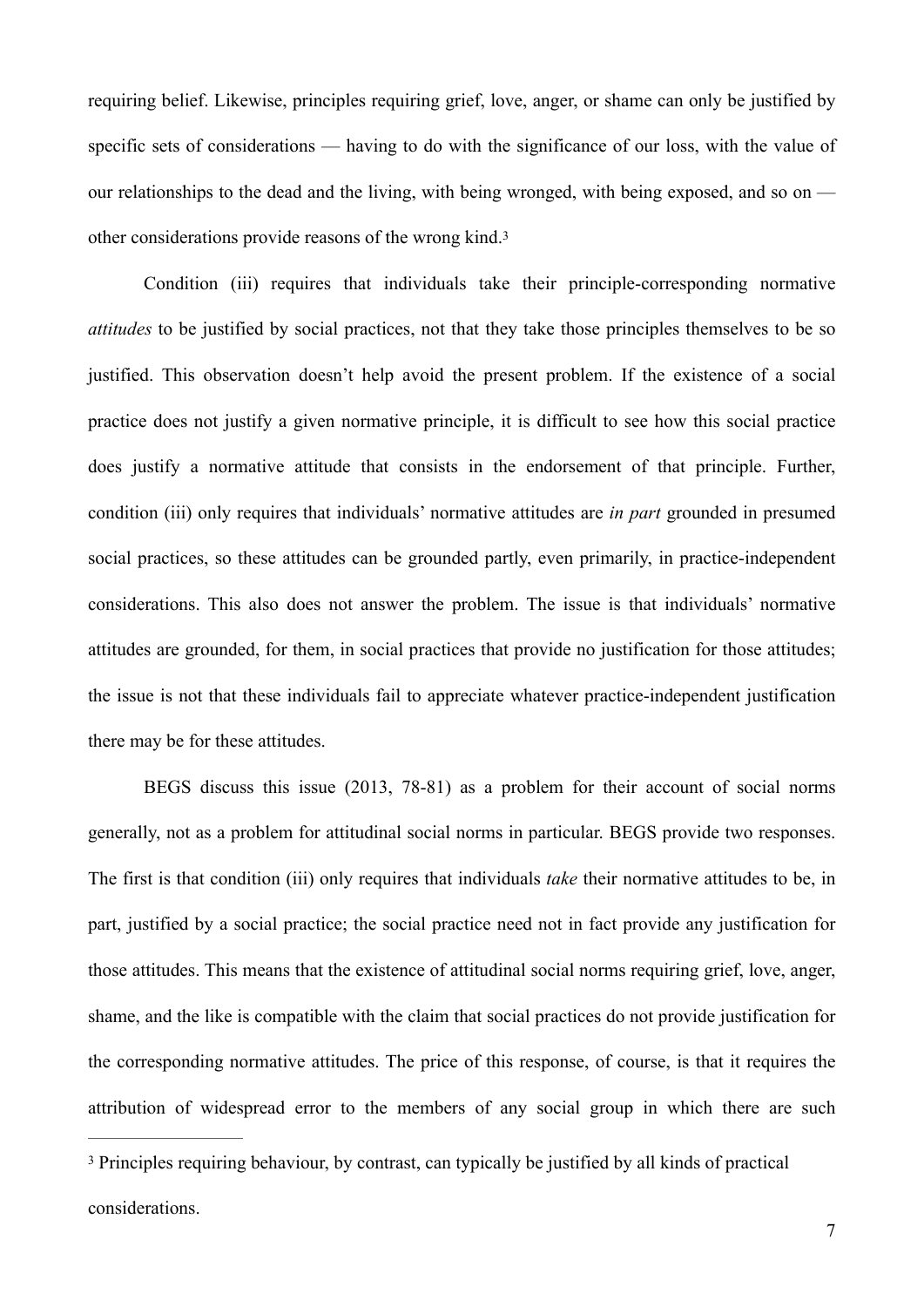requiring belief. Likewise, principles requiring grief, love, anger, or shame can only be justified by specific sets of considerations — having to do with the significance of our loss, with the value of our relationships to the dead and the living, with being wronged, with being exposed, and so on — other considerations provide reasons of the wrong kind.[3]

Condition (iii) requires that individuals take their principle-corresponding normative *attitudes* to be justified by social practices, not that they take those principles themselves to be so justified. This observation doesn't help avoid the present problem. If the existence of a social practice does not justify a given normative principle, it is difficult to see how this social practice does justify a normative attitude that consists in the endorsement of that principle. Further, condition (iii) only requires that individuals' normative attitudes are *in part* grounded in presumed social practices, so these attitudes can be grounded partly, even primarily, in practice-independent considerations. This also does not answer the problem. The issue is that individuals' normative attitudes are grounded, for them, in social practices that provide no justification for those attitudes; the issue is not that these individuals fail to appreciate whatever practice-independent justification there may be for these attitudes.

BEGS discuss this issue (2013, 78-81) as a problem for their account of social norms generally, not as a problem for attitudinal social norms in particular. BEGS provide two responses. The first is that condition (iii) only requires that individuals *take* their normative attitudes to be, in part, justified by a social practice; the social practice need not in fact provide any justification for those attitudes. This means that the existence of attitudinal social norms requiring grief, love, anger, shame, and the like is compatible with the claim that social practices do not provide justification for the corresponding normative attitudes. The price of this response, of course, is that it requires the attribution of widespread error to the members of any social group in which there are such

---

[3] Principles requiring behaviour, by contrast, can typically be justified by all kinds of practical considerations.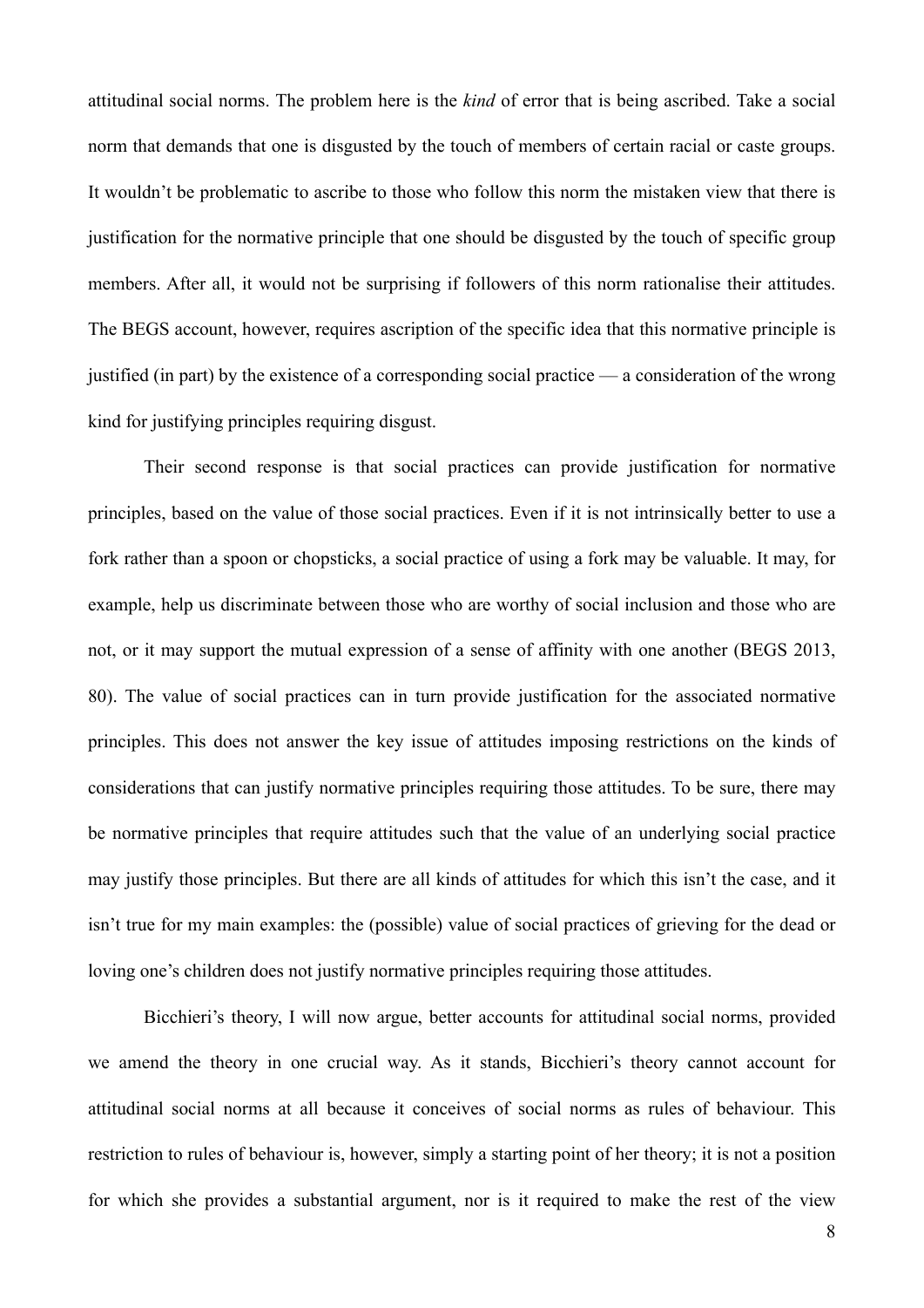attitudinal social norms. The problem here is the *kind* of error that is being ascribed. Take a social norm that demands that one is disgusted by the touch of members of certain racial or caste groups. It wouldn't be problematic to ascribe to those who follow this norm the mistaken view that there is justification for the normative principle that one should be disgusted by the touch of specific group members. After all, it would not be surprising if followers of this norm rationalise their attitudes. The BEGS account, however, requires ascription of the specific idea that this normative principle is justified (in part) by the existence of a corresponding social practice — a consideration of the wrong kind for justifying principles requiring disgust.

Their second response is that social practices can provide justification for normative principles, based on the value of those social practices. Even if it is not intrinsically better to use a fork rather than a spoon or chopsticks, a social practice of using a fork may be valuable. It may, for example, help us discriminate between those who are worthy of social inclusion and those who are not, or it may support the mutual expression of a sense of affinity with one another (BEGS 2013, 80). The value of social practices can in turn provide justification for the associated normative principles. This does not answer the key issue of attitudes imposing restrictions on the kinds of considerations that can justify normative principles requiring those attitudes. To be sure, there may be normative principles that require attitudes such that the value of an underlying social practice may justify those principles. But there are all kinds of attitudes for which this isn't the case, and it isn't true for my main examples: the (possible) value of social practices of grieving for the dead or loving one's children does not justify normative principles requiring those attitudes.

Bicchieri's theory, I will now argue, better accounts for attitudinal social norms, provided we amend the theory in one crucial way. As it stands, Bicchieri's theory cannot account for attitudinal social norms at all because it conceives of social norms as rules of behaviour. This restriction to rules of behaviour is, however, simply a starting point of her theory; it is not a position for which she provides a substantial argument, nor is it required to make the rest of the view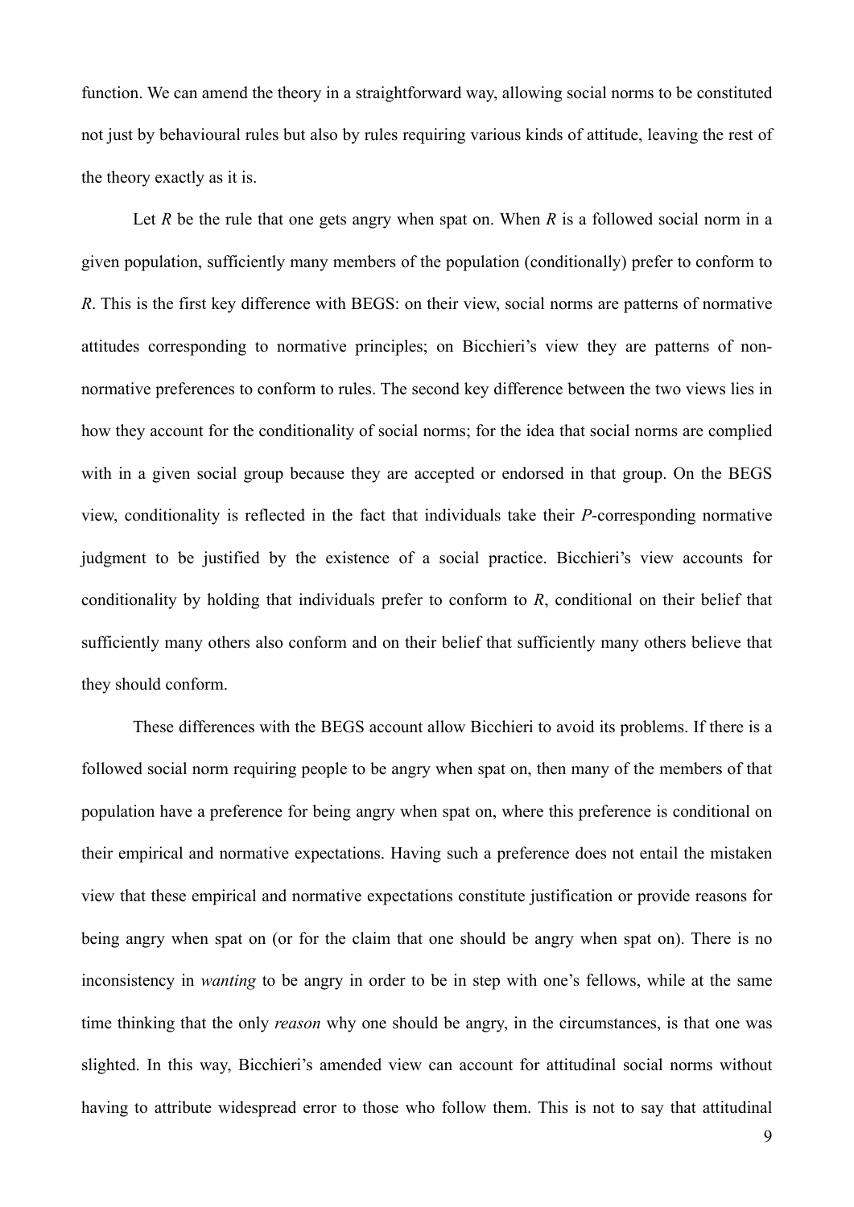function. We can amend the theory in a straightforward way, allowing social norms to be constituted not just by behavioural rules but also by rules requiring various kinds of attitude, leaving the rest of the theory exactly as it is.

Let *R* be the rule that one gets angry when spat on. When *R* is a followed social norm in a given population, sufficiently many members of the population (conditionally) prefer to conform to *R*. This is the first key difference with BEGS: on their view, social norms are patterns of normative attitudes corresponding to normative principles; on Bicchieri's view they are patterns of non-normative preferences to conform to rules. The second key difference between the two views lies in how they account for the conditionality of social norms; for the idea that social norms are complied with in a given social group because they are accepted or endorsed in that group. On the BEGS view, conditionality is reflected in the fact that individuals take their *P*-corresponding normative judgment to be justified by the existence of a social practice. Bicchieri's view accounts for conditionality by holding that individuals prefer to conform to *R*, conditional on their belief that sufficiently many others also conform and on their belief that sufficiently many others believe that they should conform.

These differences with the BEGS account allow Bicchieri to avoid its problems. If there is a followed social norm requiring people to be angry when spat on, then many of the members of that population have a preference for being angry when spat on, where this preference is conditional on their empirical and normative expectations. Having such a preference does not entail the mistaken view that these empirical and normative expectations constitute justification or provide reasons for being angry when spat on (or for the claim that one should be angry when spat on). There is no inconsistency in *wanting* to be angry in order to be in step with one's fellows, while at the same time thinking that the only *reason* why one should be angry, in the circumstances, is that one was slighted. In this way, Bicchieri's amended view can account for attitudinal social norms without having to attribute widespread error to those who follow them. This is not to say that attitudinal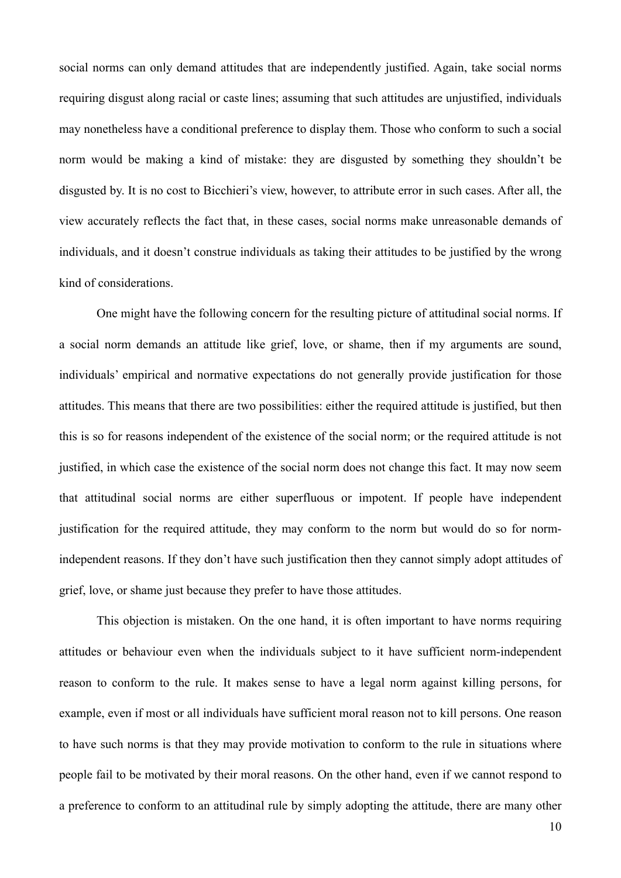social norms can only demand attitudes that are independently justified. Again, take social norms requiring disgust along racial or caste lines; assuming that such attitudes are unjustified, individuals may nonetheless have a conditional preference to display them. Those who conform to such a social norm would be making a kind of mistake: they are disgusted by something they shouldn't be disgusted by. It is no cost to Bicchieri's view, however, to attribute error in such cases. After all, the view accurately reflects the fact that, in these cases, social norms make unreasonable demands of individuals, and it doesn't construe individuals as taking their attitudes to be justified by the wrong kind of considerations.

One might have the following concern for the resulting picture of attitudinal social norms. If a social norm demands an attitude like grief, love, or shame, then if my arguments are sound, individuals' empirical and normative expectations do not generally provide justification for those attitudes. This means that there are two possibilities: either the required attitude is justified, but then this is so for reasons independent of the existence of the social norm; or the required attitude is not justified, in which case the existence of the social norm does not change this fact. It may now seem that attitudinal social norms are either superfluous or impotent. If people have independent justification for the required attitude, they may conform to the norm but would do so for norm-independent reasons. If they don't have such justification then they cannot simply adopt attitudes of grief, love, or shame just because they prefer to have those attitudes.

This objection is mistaken. On the one hand, it is often important to have norms requiring attitudes or behaviour even when the individuals subject to it have sufficient norm-independent reason to conform to the rule. It makes sense to have a legal norm against killing persons, for example, even if most or all individuals have sufficient moral reason not to kill persons. One reason to have such norms is that they may provide motivation to conform to the rule in situations where people fail to be motivated by their moral reasons. On the other hand, even if we cannot respond to a preference to conform to an attitudinal rule by simply adopting the attitude, there are many other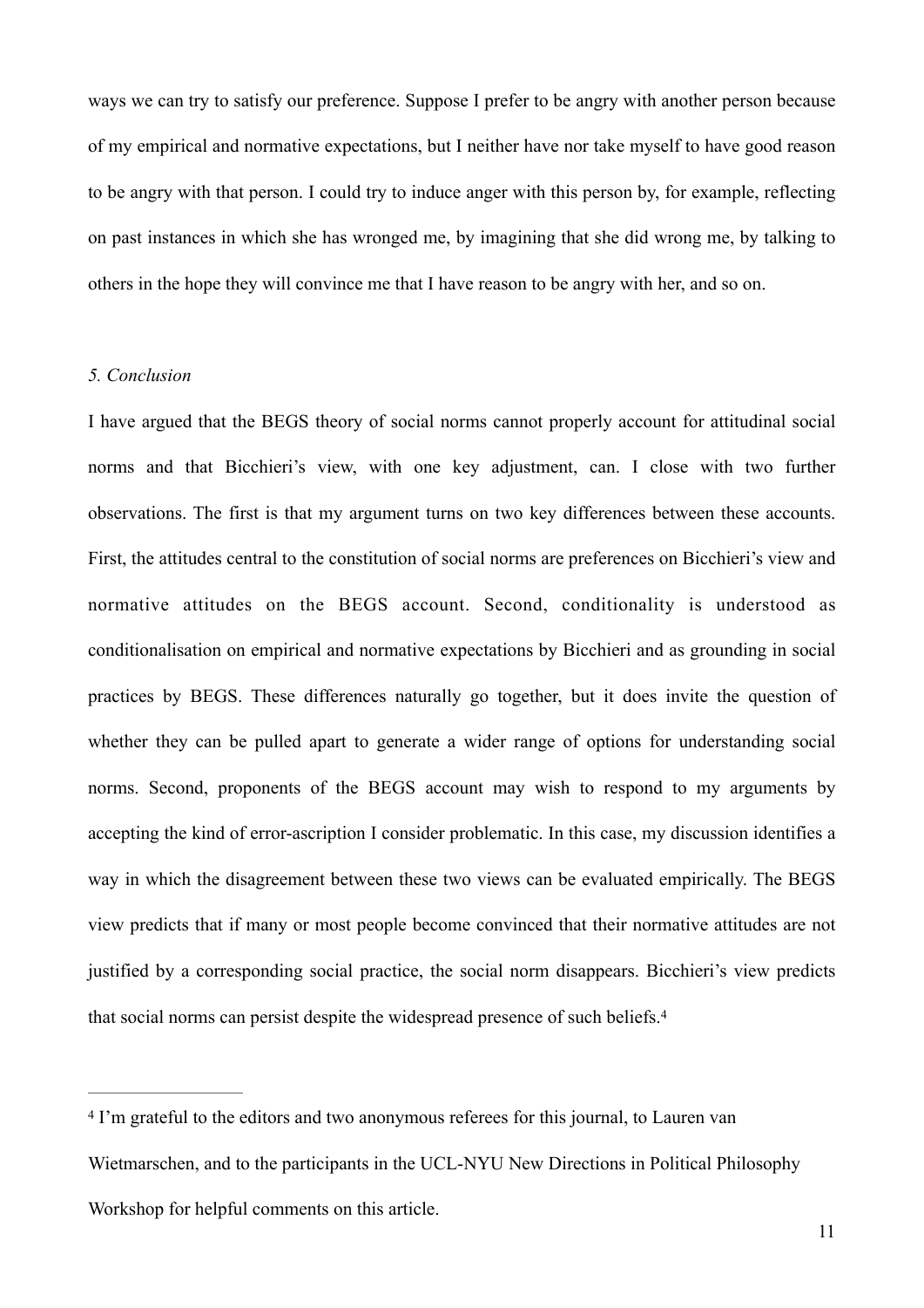ways we can try to satisfy our preference. Suppose I prefer to be angry with another person because of my empirical and normative expectations, but I neither have nor take myself to have good reason to be angry with that person. I could try to induce anger with this person by, for example, reflecting on past instances in which she has wronged me, by imagining that she did wrong me, by talking to others in the hope they will convince me that I have reason to be angry with her, and so on.

### *5. Conclusion*

I have argued that the BEGS theory of social norms cannot properly account for attitudinal social norms and that Bicchieri's view, with one key adjustment, can. I close with two further observations. The first is that my argument turns on two key differences between these accounts. First, the attitudes central to the constitution of social norms are preferences on Bicchieri's view and normative attitudes on the BEGS account. Second, conditionality is understood as conditionalisation on empirical and normative expectations by Bicchieri and as grounding in social practices by BEGS. These differences naturally go together, but it does invite the question of whether they can be pulled apart to generate a wider range of options for understanding social norms. Second, proponents of the BEGS account may wish to respond to my arguments by accepting the kind of error-ascription I consider problematic. In this case, my discussion identifies a way in which the disagreement between these two views can be evaluated empirically. The BEGS view predicts that if many or most people become convinced that their normative attitudes are not justified by a corresponding social practice, the social norm disappears. Bicchieri's view predicts that social norms can persist despite the widespread presence of such beliefs.[4]

---

[4] I'm grateful to the editors and two anonymous referees for this journal, to Lauren van Wietmarschen, and to the participants in the UCL-NYU New Directions in Political Philosophy Workshop for helpful comments on this article.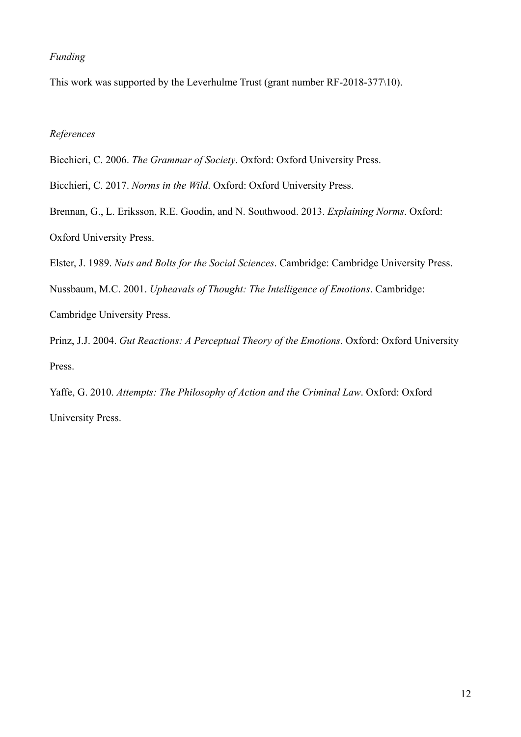*Funding*

This work was supported by the Leverhulme Trust (grant number RF-2018-377\10).

*References*

Bicchieri, C. 2006. *The Grammar of Society*. Oxford: Oxford University Press.

Bicchieri, C. 2017. *Norms in the Wild*. Oxford: Oxford University Press.

Brennan, G., L. Eriksson, R.E. Goodin, and N. Southwood. 2013. *Explaining Norms*. Oxford: Oxford University Press.

Elster, J. 1989. *Nuts and Bolts for the Social Sciences*. Cambridge: Cambridge University Press.

Nussbaum, M.C. 2001. *Upheavals of Thought: The Intelligence of Emotions*. Cambridge: Cambridge University Press.

Prinz, J.J. 2004. *Gut Reactions: A Perceptual Theory of the Emotions*. Oxford: Oxford University Press.

Yaffe, G. 2010. *Attempts: The Philosophy of Action and the Criminal Law*. Oxford: Oxford University Press.